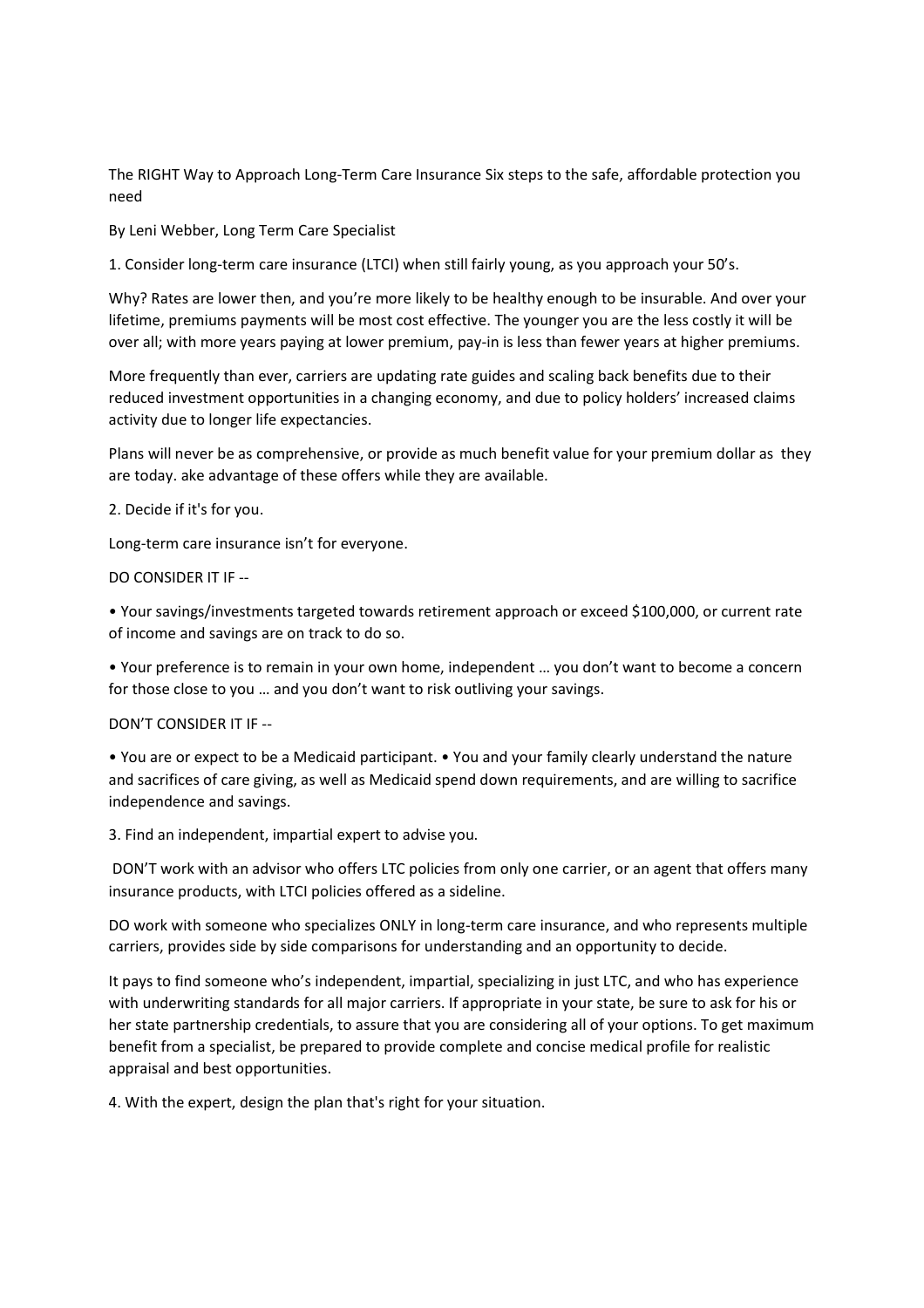The RIGHT Way to Approach Long-Term Care Insurance Six steps to the safe, affordable protection you need

By Leni Webber, Long Term Care Specialist

1. Consider long-term care insurance (LTCI) when still fairly young, as you approach your 50's.

Why? Rates are lower then, and you're more likely to be healthy enough to be insurable. And over your lifetime, premiums payments will be most cost effective. The younger you are the less costly it will be over all; with more years paying at lower premium, pay-in is less than fewer years at higher premiums.

More frequently than ever, carriers are updating rate guides and scaling back benefits due to their reduced investment opportunities in a changing economy, and due to policy holders' increased claims activity due to longer life expectancies.

Plans will never be as comprehensive, or provide as much benefit value for your premium dollar as they are today. ake advantage of these offers while they are available.

2. Decide if it's for you.

Long-term care insurance isn't for everyone.

DO CONSIDER IT IF --

• Your savings/investments targeted towards retirement approach or exceed $100,000, or current rate of income and savings are on track to do so.

• Your preference is to remain in your own home, independent … you don't want to become a concern for those close to you … and you don't want to risk outliving your savings.

DON'T CONSIDER IT IF --

• You are or expect to be a Medicaid participant. • You and your family clearly understand the nature and sacrifices of care giving, as well as Medicaid spend down requirements, and are willing to sacrifice independence and savings.

3. Find an independent, impartial expert to advise you.

DON'T work with an advisor who offers LTC policies from only one carrier, or an agent that offers many insurance products, with LTCI policies offered as a sideline.

DO work with someone who specializes ONLY in long-term care insurance, and who represents multiple carriers, provides side by side comparisons for understanding and an opportunity to decide.

It pays to find someone who's independent, impartial, specializing in just LTC, and who has experience with underwriting standards for all major carriers. If appropriate in your state, be sure to ask for his or her state partnership credentials, to assure that you are considering all of your options. To get maximum benefit from a specialist, be prepared to provide complete and concise medical profile for realistic appraisal and best opportunities.

4. With the expert, design the plan that's right for your situation.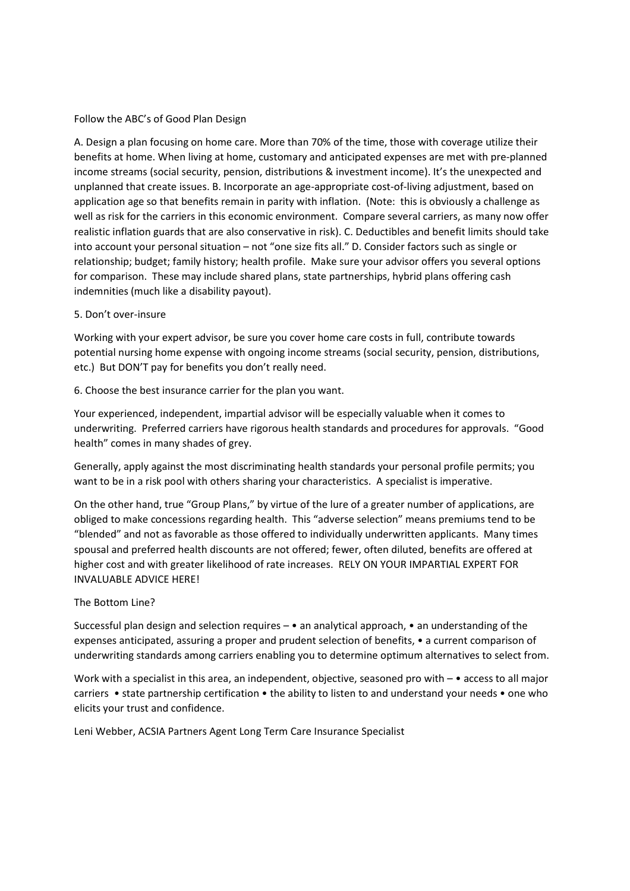Follow the ABC's of Good Plan Design

A. Design a plan focusing on home care. More than 70% of the time, those with coverage utilize their benefits at home. When living at home, customary and anticipated expenses are met with pre-planned income streams (social security, pension, distributions & investment income). It's the unexpected and unplanned that create issues. B. Incorporate an age-appropriate cost-of-living adjustment, based on application age so that benefits remain in parity with inflation. (Note: this is obviously a challenge as well as risk for the carriers in this economic environment. Compare several carriers, as many now offer realistic inflation guards that are also conservative in risk). C. Deductibles and benefit limits should take into account your personal situation – not "one size fits all." D. Consider factors such as single or relationship; budget; family history; health profile. Make sure your advisor offers you several options for comparison. These may include shared plans, state partnerships, hybrid plans offering cash indemnities (much like a disability payout).

5. Don't over-insure

Working with your expert advisor, be sure you cover home care costs in full, contribute towards potential nursing home expense with ongoing income streams (social security, pension, distributions, etc.) But DON'T pay for benefits you don't really need.

6. Choose the best insurance carrier for the plan you want.

Your experienced, independent, impartial advisor will be especially valuable when it comes to underwriting. Preferred carriers have rigorous health standards and procedures for approvals. "Good health" comes in many shades of grey.

Generally, apply against the most discriminating health standards your personal profile permits; you want to be in a risk pool with others sharing your characteristics. A specialist is imperative.

On the other hand, true "Group Plans," by virtue of the lure of a greater number of applications, are obliged to make concessions regarding health. This "adverse selection" means premiums tend to be "blended" and not as favorable as those offered to individually underwritten applicants. Many times spousal and preferred health discounts are not offered; fewer, often diluted, benefits are offered at higher cost and with greater likelihood of rate increases. RELY ON YOUR IMPARTIAL EXPERT FOR INVALUABLE ADVICE HERE!

The Bottom Line?

Successful plan design and selection requires – • an analytical approach, • an understanding of the expenses anticipated, assuring a proper and prudent selection of benefits, • a current comparison of underwriting standards among carriers enabling you to determine optimum alternatives to select from.

Work with a specialist in this area, an independent, objective, seasoned pro with – • access to all major carriers • state partnership certification • the ability to listen to and understand your needs • one who elicits your trust and confidence.

Leni Webber, ACSIA Partners Agent Long Term Care Insurance Specialist